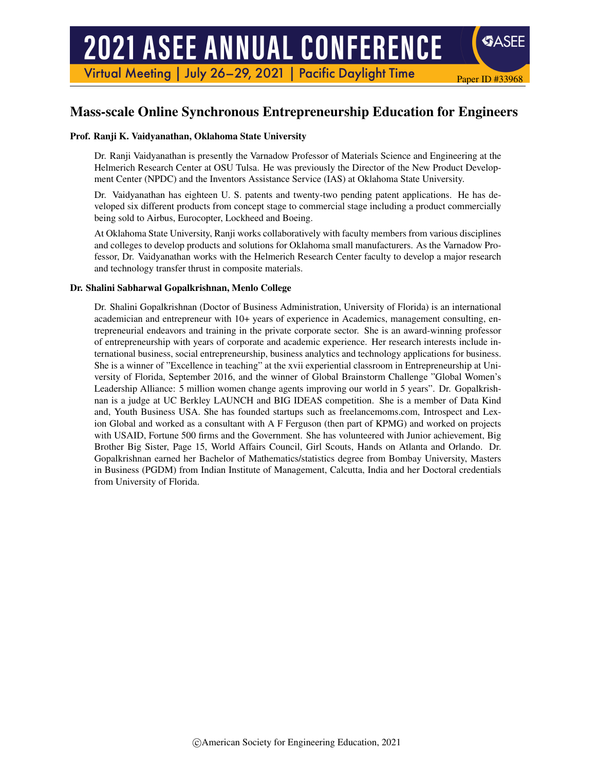# Mass-scale Online Synchronous Entrepreneurship Education for Engineers

**Prof. Ranji K. Vaidyanathan, Oklahoma State University**

Dr. Ranji Vaidyanathan is presently the Varnadow Professor of Materials Science and Engineering at the Helmerich Research Center at OSU Tulsa. He was previously the Director of the New Product Development Center (NPDC) and the Inventors Assistance Service (IAS) at Oklahoma State University.

Dr. Vaidyanathan has eighteen U. S. patents and twenty-two pending patent applications. He has developed six different products from concept stage to commercial stage including a product commercially being sold to Airbus, Eurocopter, Lockheed and Boeing.

At Oklahoma State University, Ranji works collaboratively with faculty members from various disciplines and colleges to develop products and solutions for Oklahoma small manufacturers. As the Varnadow Professor, Dr. Vaidyanathan works with the Helmerich Research Center faculty to develop a major research and technology transfer thrust in composite materials.

**Dr. Shalini Sabharwal Gopalkrishnan, Menlo College**

Dr. Shalini Gopalkrishnan (Doctor of Business Administration, University of Florida) is an international academician and entrepreneur with 10+ years of experience in Academics, management consulting, entrepreneurial endeavors and training in the private corporate sector. She is an award-winning professor of entrepreneurship with years of corporate and academic experience. Her research interests include international business, social entrepreneurship, business analytics and technology applications for business. She is a winner of "Excellence in teaching" at the xvii experiential classroom in Entrepreneurship at University of Florida, September 2016, and the winner of Global Brainstorm Challenge "Global Women's Leadership Alliance: 5 million women change agents improving our world in 5 years". Dr. Gopalkrishnan is a judge at UC Berkley LAUNCH and BIG IDEAS competition. She is a member of Data Kind and, Youth Business USA. She has founded startups such as freelancemoms.com, Introspect and Lexion Global and worked as a consultant with A F Ferguson (then part of KPMG) and worked on projects with USAID, Fortune 500 firms and the Government. She has volunteered with Junior achievement, Big Brother Big Sister, Page 15, World Affairs Council, Girl Scouts, Hands on Atlanta and Orlando. Dr. Gopalkrishnan earned her Bachelor of Mathematics/statistics degree from Bombay University, Masters in Business (PGDM) from Indian Institute of Management, Calcutta, India and her Doctoral credentials from University of Florida.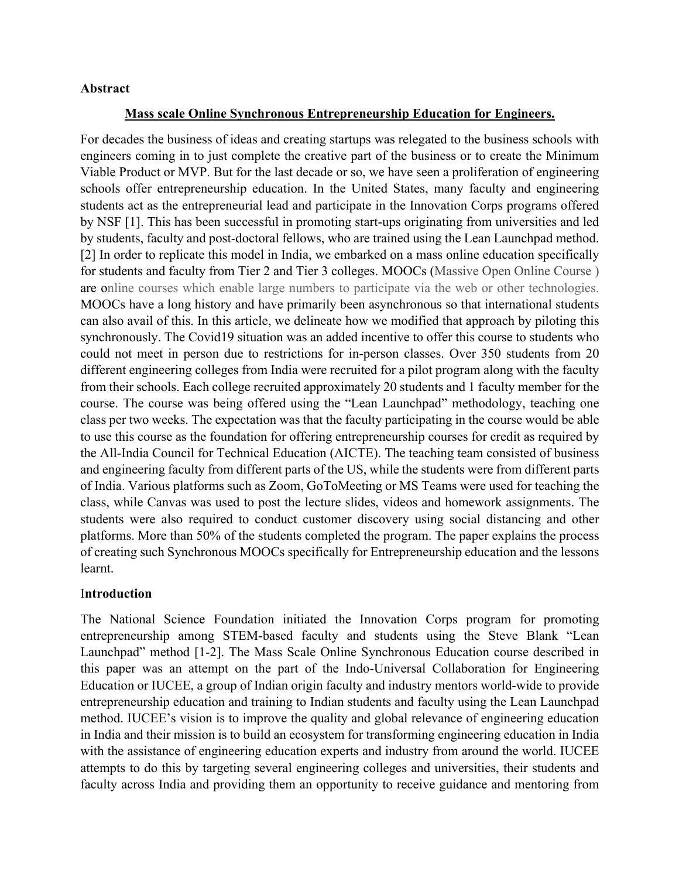## Abstract

**Mass scale Online Synchronous Entrepreneurship Education for Engineers.**

For decades the business of ideas and creating startups was relegated to the business schools with engineers coming in to just complete the creative part of the business or to create the Minimum Viable Product or MVP. But for the last decade or so, we have seen a proliferation of engineering schools offer entrepreneurship education. In the United States, many faculty and engineering students act as the entrepreneurial lead and participate in the Innovation Corps programs offered by NSF [1]. This has been successful in promoting start-ups originating from universities and led by students, faculty and post-doctoral fellows, who are trained using the Lean Launchpad method. [2] In order to replicate this model in India, we embarked on a mass online education specifically for students and faculty from Tier 2 and Tier 3 colleges. MOOCs (Massive Open Online Course ) are online courses which enable large numbers to participate via the web or other technologies. MOOCs have a long history and have primarily been asynchronous so that international students can also avail of this. In this article, we delineate how we modified that approach by piloting this synchronously. The Covid19 situation was an added incentive to offer this course to students who could not meet in person due to restrictions for in-person classes. Over 350 students from 20 different engineering colleges from India were recruited for a pilot program along with the faculty from their schools. Each college recruited approximately 20 students and 1 faculty member for the course. The course was being offered using the "Lean Launchpad" methodology, teaching one class per two weeks. The expectation was that the faculty participating in the course would be able to use this course as the foundation for offering entrepreneurship courses for credit as required by the All-India Council for Technical Education (AICTE). The teaching team consisted of business and engineering faculty from different parts of the US, while the students were from different parts of India. Various platforms such as Zoom, GoToMeeting or MS Teams were used for teaching the class, while Canvas was used to post the lecture slides, videos and homework assignments. The students were also required to conduct customer discovery using social distancing and other platforms. More than 50% of the students completed the program. The paper explains the process of creating such Synchronous MOOCs specifically for Entrepreneurship education and the lessons learnt.

## Introduction

The National Science Foundation initiated the Innovation Corps program for promoting entrepreneurship among STEM-based faculty and students using the Steve Blank "Lean Launchpad" method [1-2]. The Mass Scale Online Synchronous Education course described in this paper was an attempt on the part of the Indo-Universal Collaboration for Engineering Education or IUCEE, a group of Indian origin faculty and industry mentors world-wide to provide entrepreneurship education and training to Indian students and faculty using the Lean Launchpad method. IUCEE's vision is to improve the quality and global relevance of engineering education in India and their mission is to build an ecosystem for transforming engineering education in India with the assistance of engineering education experts and industry from around the world. IUCEE attempts to do this by targeting several engineering colleges and universities, their students and faculty across India and providing them an opportunity to receive guidance and mentoring from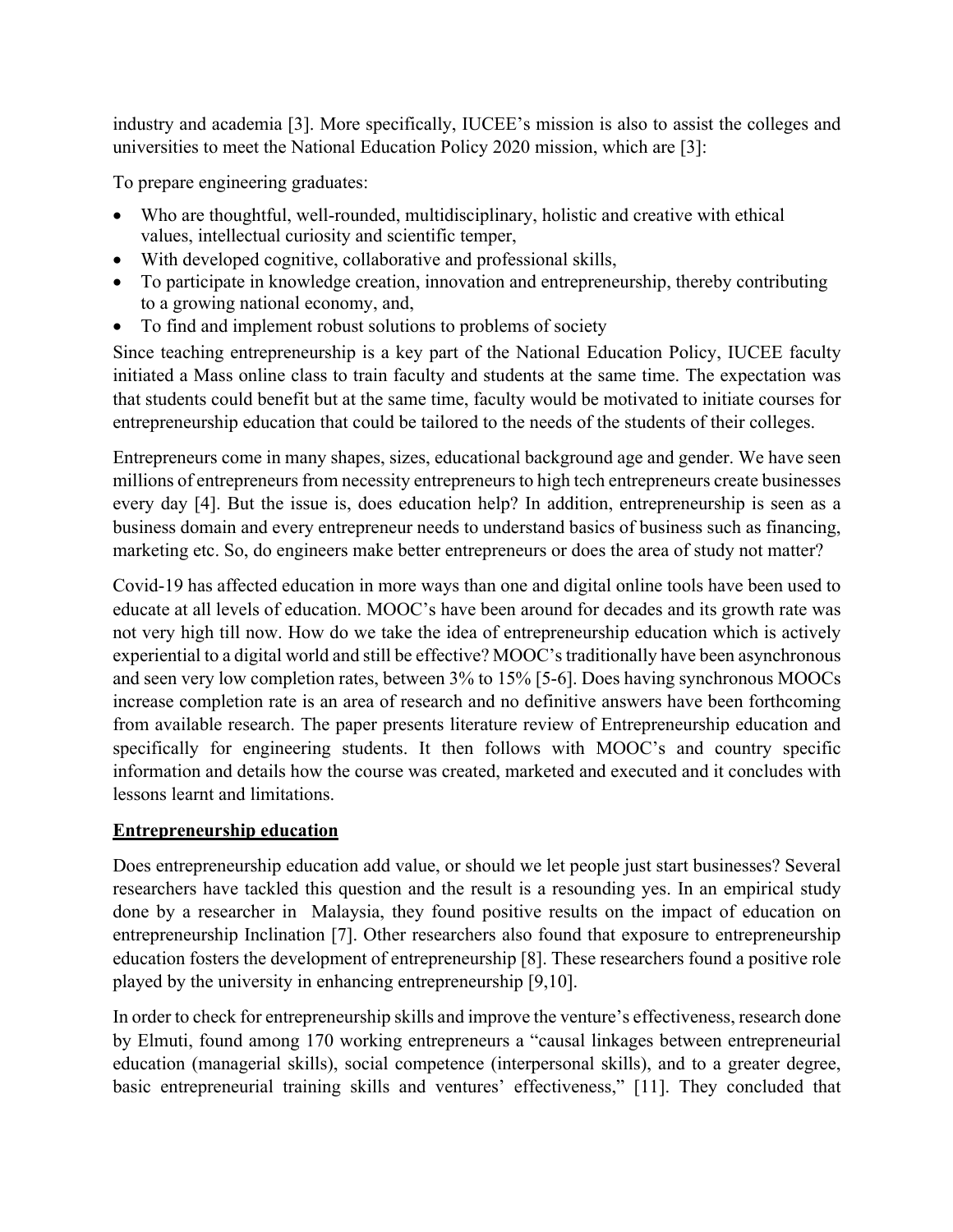industry and academia [3]. More specifically, IUCEE's mission is also to assist the colleges and universities to meet the National Education Policy 2020 mission, which are [3]:

To prepare engineering graduates:

- Who are thoughtful, well-rounded, multidisciplinary, holistic and creative with ethical values, intellectual curiosity and scientific temper,
- With developed cognitive, collaborative and professional skills,
- To participate in knowledge creation, innovation and entrepreneurship, thereby contributing to a growing national economy, and,
- To find and implement robust solutions to problems of society

Since teaching entrepreneurship is a key part of the National Education Policy, IUCEE faculty initiated a Mass online class to train faculty and students at the same time. The expectation was that students could benefit but at the same time, faculty would be motivated to initiate courses for entrepreneurship education that could be tailored to the needs of the students of their colleges.

Entrepreneurs come in many shapes, sizes, educational background age and gender. We have seen millions of entrepreneurs from necessity entrepreneurs to high tech entrepreneurs create businesses every day [4]. But the issue is, does education help? In addition, entrepreneurship is seen as a business domain and every entrepreneur needs to understand basics of business such as financing, marketing etc. So, do engineers make better entrepreneurs or does the area of study not matter?

Covid-19 has affected education in more ways than one and digital online tools have been used to educate at all levels of education. MOOC's have been around for decades and its growth rate was not very high till now. How do we take the idea of entrepreneurship education which is actively experiential to a digital world and still be effective? MOOC's traditionally have been asynchronous and seen very low completion rates, between 3% to 15% [5-6]. Does having synchronous MOOCs increase completion rate is an area of research and no definitive answers have been forthcoming from available research. The paper presents literature review of Entrepreneurship education and specifically for engineering students. It then follows with MOOC's and country specific information and details how the course was created, marketed and executed and it concludes with lessons learnt and limitations.

## Entrepreneurship education

Does entrepreneurship education add value, or should we let people just start businesses? Several researchers have tackled this question and the result is a resounding yes. In an empirical study done by a researcher in Malaysia, they found positive results on the impact of education on entrepreneurship Inclination [7]. Other researchers also found that exposure to entrepreneurship education fosters the development of entrepreneurship [8]. These researchers found a positive role played by the university in enhancing entrepreneurship [9,10].

In order to check for entrepreneurship skills and improve the venture's effectiveness, research done by Elmuti, found among 170 working entrepreneurs a "causal linkages between entrepreneurial education (managerial skills), social competence (interpersonal skills), and to a greater degree, basic entrepreneurial training skills and ventures' effectiveness," [11]. They concluded that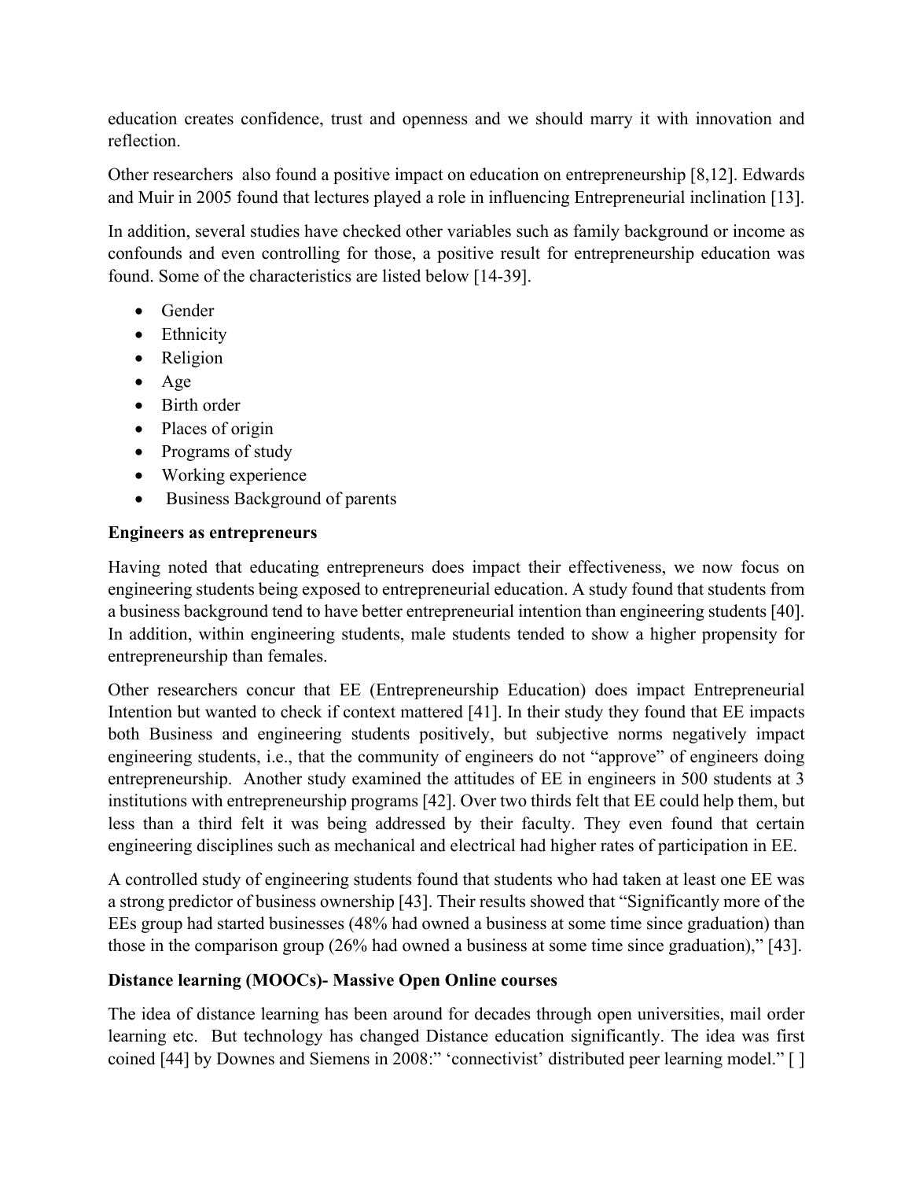education creates confidence, trust and openness and we should marry it with innovation and reflection.

Other researchers also found a positive impact on education on entrepreneurship [8,12]. Edwards and Muir in 2005 found that lectures played a role in influencing Entrepreneurial inclination [13].

In addition, several studies have checked other variables such as family background or income as confounds and even controlling for those, a positive result for entrepreneurship education was found. Some of the characteristics are listed below [14-39].

- Gender
- Ethnicity
- Religion
- Age
- Birth order
- Places of origin
- Programs of study
- Working experience
- Business Background of parents

**Engineers as entrepreneurs**

Having noted that educating entrepreneurs does impact their effectiveness, we now focus on engineering students being exposed to entrepreneurial education. A study found that students from a business background tend to have better entrepreneurial intention than engineering students [40]. In addition, within engineering students, male students tended to show a higher propensity for entrepreneurship than females.

Other researchers concur that EE (Entrepreneurship Education) does impact Entrepreneurial Intention but wanted to check if context mattered [41]. In their study they found that EE impacts both Business and engineering students positively, but subjective norms negatively impact engineering students, i.e., that the community of engineers do not "approve" of engineers doing entrepreneurship. Another study examined the attitudes of EE in engineers in 500 students at 3 institutions with entrepreneurship programs [42]. Over two thirds felt that EE could help them, but less than a third felt it was being addressed by their faculty. They even found that certain engineering disciplines such as mechanical and electrical had higher rates of participation in EE.

A controlled study of engineering students found that students who had taken at least one EE was a strong predictor of business ownership [43]. Their results showed that "Significantly more of the EEs group had started businesses (48% had owned a business at some time since graduation) than those in the comparison group (26% had owned a business at some time since graduation)," [43].

**Distance learning (MOOCs)- Massive Open Online courses**

The idea of distance learning has been around for decades through open universities, mail order learning etc. But technology has changed Distance education significantly. The idea was first coined [44] by Downes and Siemens in 2008:" 'connectivist' distributed peer learning model." [ ]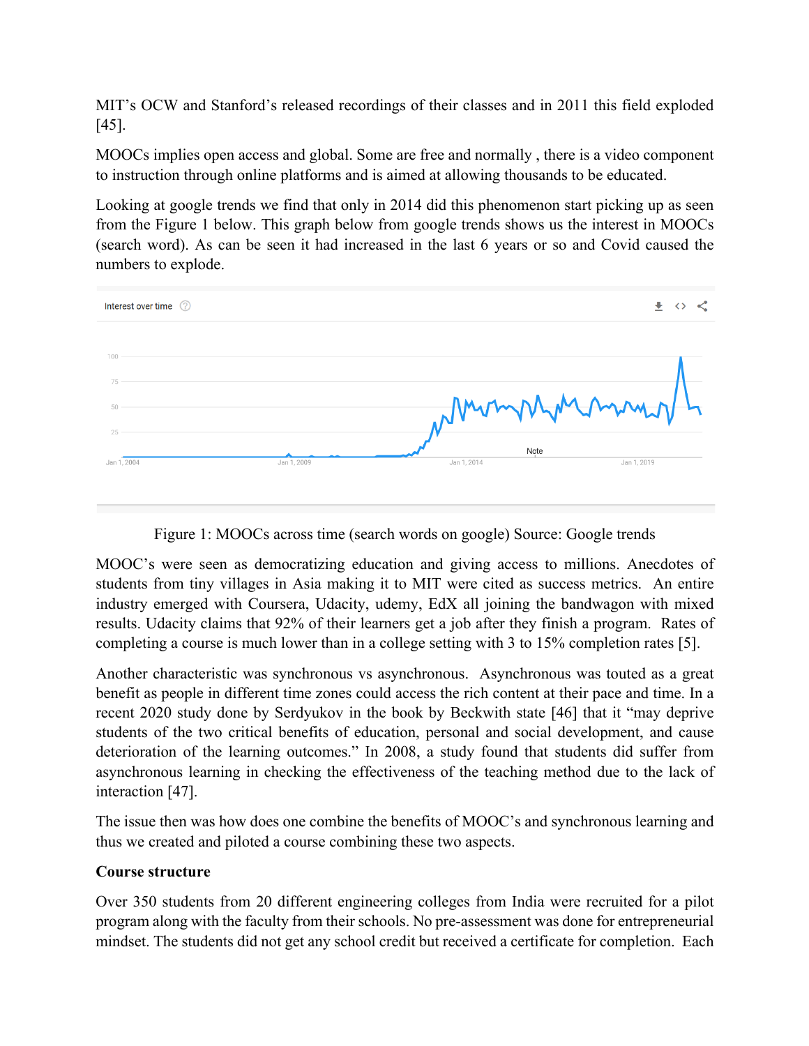MIT's OCW and Stanford's released recordings of their classes and in 2011 this field exploded [45].

MOOCs implies open access and global. Some are free and normally , there is a video component to instruction through online platforms and is aimed at allowing thousands to be educated.

Looking at google trends we find that only in 2014 did this phenomenon start picking up as seen from the Figure 1 below. This graph below from google trends shows us the interest in MOOCs (search word). As can be seen it had increased in the last 6 years or so and Covid caused the numbers to explode.

Figure 1: MOOCs across time (search words on google) Source: Google trends

MOOC's were seen as democratizing education and giving access to millions. Anecdotes of students from tiny villages in Asia making it to MIT were cited as success metrics. An entire industry emerged with Coursera, Udacity, udemy, EdX all joining the bandwagon with mixed results. Udacity claims that 92% of their learners get a job after they finish a program. Rates of completing a course is much lower than in a college setting with 3 to 15% completion rates [5].

Another characteristic was synchronous vs asynchronous. Asynchronous was touted as a great benefit as people in different time zones could access the rich content at their pace and time. In a recent 2020 study done by Serdyukov in the book by Beckwith state [46] that it "may deprive students of the two critical benefits of education, personal and social development, and cause deterioration of the learning outcomes." In 2008, a study found that students did suffer from asynchronous learning in checking the effectiveness of the teaching method due to the lack of interaction [47].

The issue then was how does one combine the benefits of MOOC's and synchronous learning and thus we created and piloted a course combining these two aspects.

**Course structure**

Over 350 students from 20 different engineering colleges from India were recruited for a pilot program along with the faculty from their schools. No pre-assessment was done for entrepreneurial mindset. The students did not get any school credit but received a certificate for completion. Each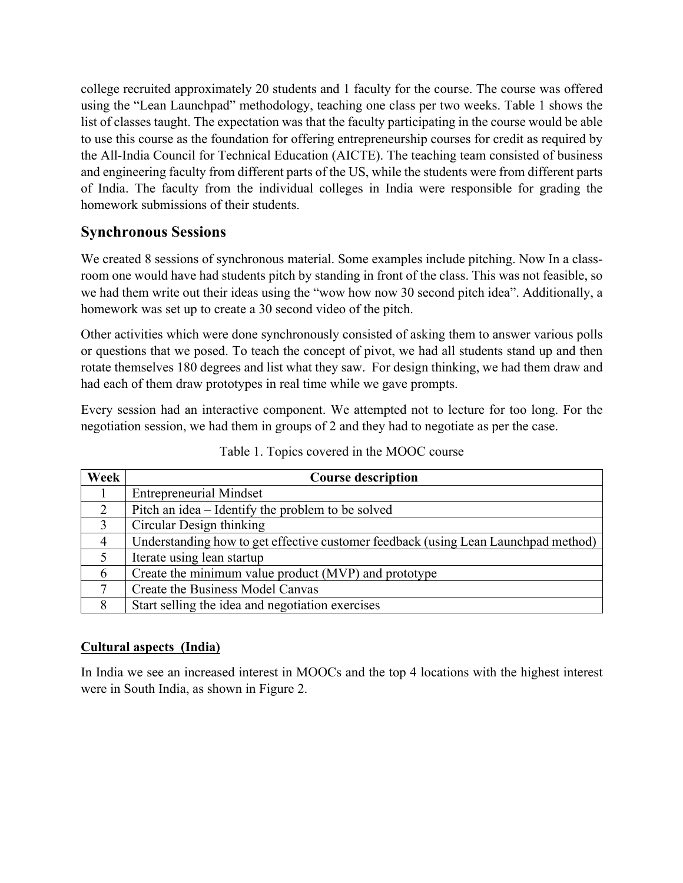college recruited approximately 20 students and 1 faculty for the course. The course was offered using the "Lean Launchpad" methodology, teaching one class per two weeks. Table 1 shows the list of classes taught. The expectation was that the faculty participating in the course would be able to use this course as the foundation for offering entrepreneurship courses for credit as required by the All-India Council for Technical Education (AICTE). The teaching team consisted of business and engineering faculty from different parts of the US, while the students were from different parts of India. The faculty from the individual colleges in India were responsible for grading the homework submissions of their students.

## Synchronous Sessions

We created 8 sessions of synchronous material. Some examples include pitching. Now In a class-room one would have had students pitch by standing in front of the class. This was not feasible, so we had them write out their ideas using the "wow how now 30 second pitch idea". Additionally, a homework was set up to create a 30 second video of the pitch.

Other activities which were done synchronously consisted of asking them to answer various polls or questions that we posed. To teach the concept of pivot, we had all students stand up and then rotate themselves 180 degrees and list what they saw. For design thinking, we had them draw and had each of them draw prototypes in real time while we gave prompts.

Every session had an interactive component. We attempted not to lecture for too long. For the negotiation session, we had them in groups of 2 and they had to negotiate as per the case.

Table 1. Topics covered in the MOOC course

| Week | Course description |
|---|---|
| 1 | Entrepreneurial Mindset |
| 2 | Pitch an idea – Identify the problem to be solved |
| 3 | Circular Design thinking |
| 4 | Understanding how to get effective customer feedback (using Lean Launchpad method) |
| 5 | Iterate using lean startup |
| 6 | Create the minimum value product (MVP) and prototype |
| 7 | Create the Business Model Canvas |
| 8 | Start selling the idea and negotiation exercises |

**Cultural aspects (India)**

In India we see an increased interest in MOOCs and the top 4 locations with the highest interest were in South India, as shown in Figure 2.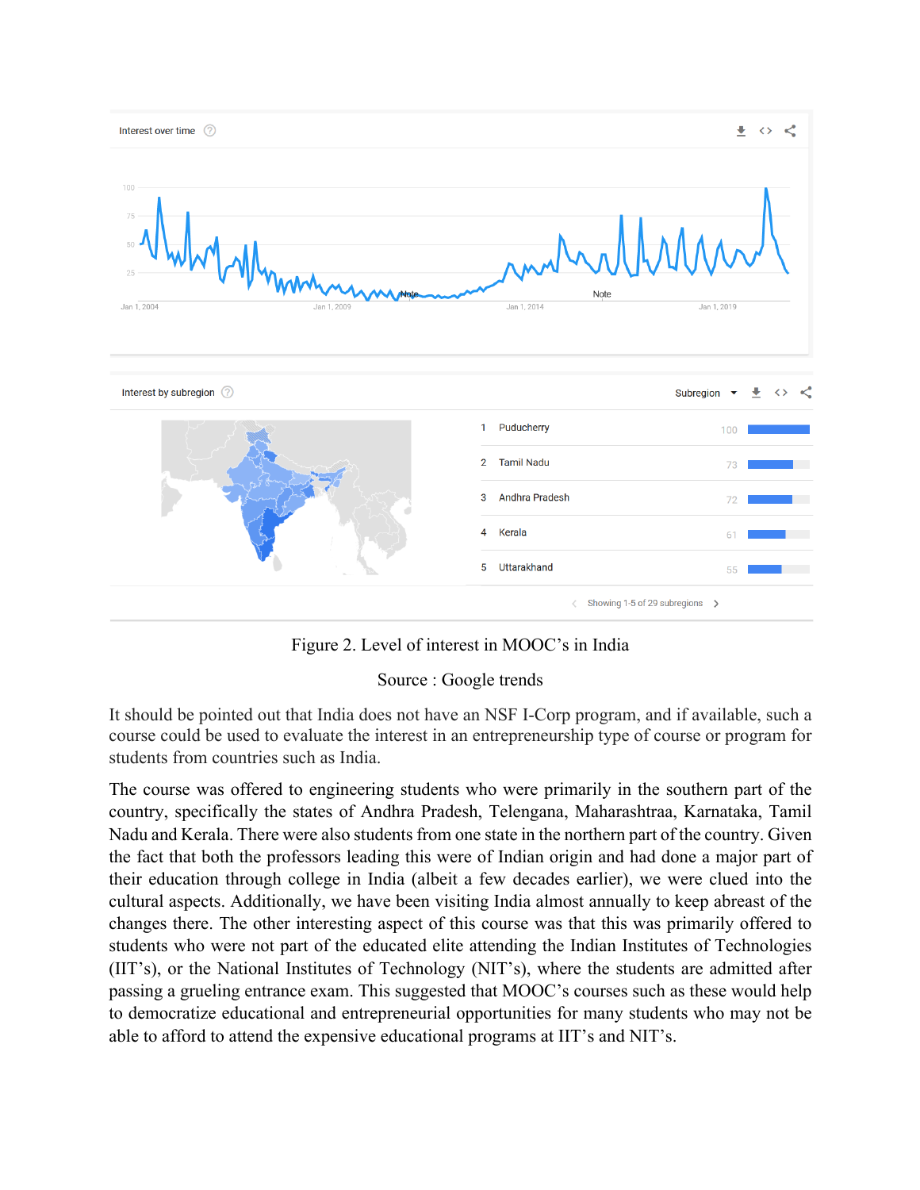Figure 2. Level of interest in MOOC's in India

Source : Google trends

It should be pointed out that India does not have an NSF I-Corp program, and if available, such a course could be used to evaluate the interest in an entrepreneurship type of course or program for students from countries such as India.

The course was offered to engineering students who were primarily in the southern part of the country, specifically the states of Andhra Pradesh, Telengana, Maharashtraa, Karnataka, Tamil Nadu and Kerala. There were also students from one state in the northern part of the country. Given the fact that both the professors leading this were of Indian origin and had done a major part of their education through college in India (albeit a few decades earlier), we were clued into the cultural aspects. Additionally, we have been visiting India almost annually to keep abreast of the changes there. The other interesting aspect of this course was that this was primarily offered to students who were not part of the educated elite attending the Indian Institutes of Technologies (IIT's), or the National Institutes of Technology (NIT's), where the students are admitted after passing a grueling entrance exam. This suggested that MOOC's courses such as these would help to democratize educational and entrepreneurial opportunities for many students who may not be able to afford to attend the expensive educational programs at IIT's and NIT's.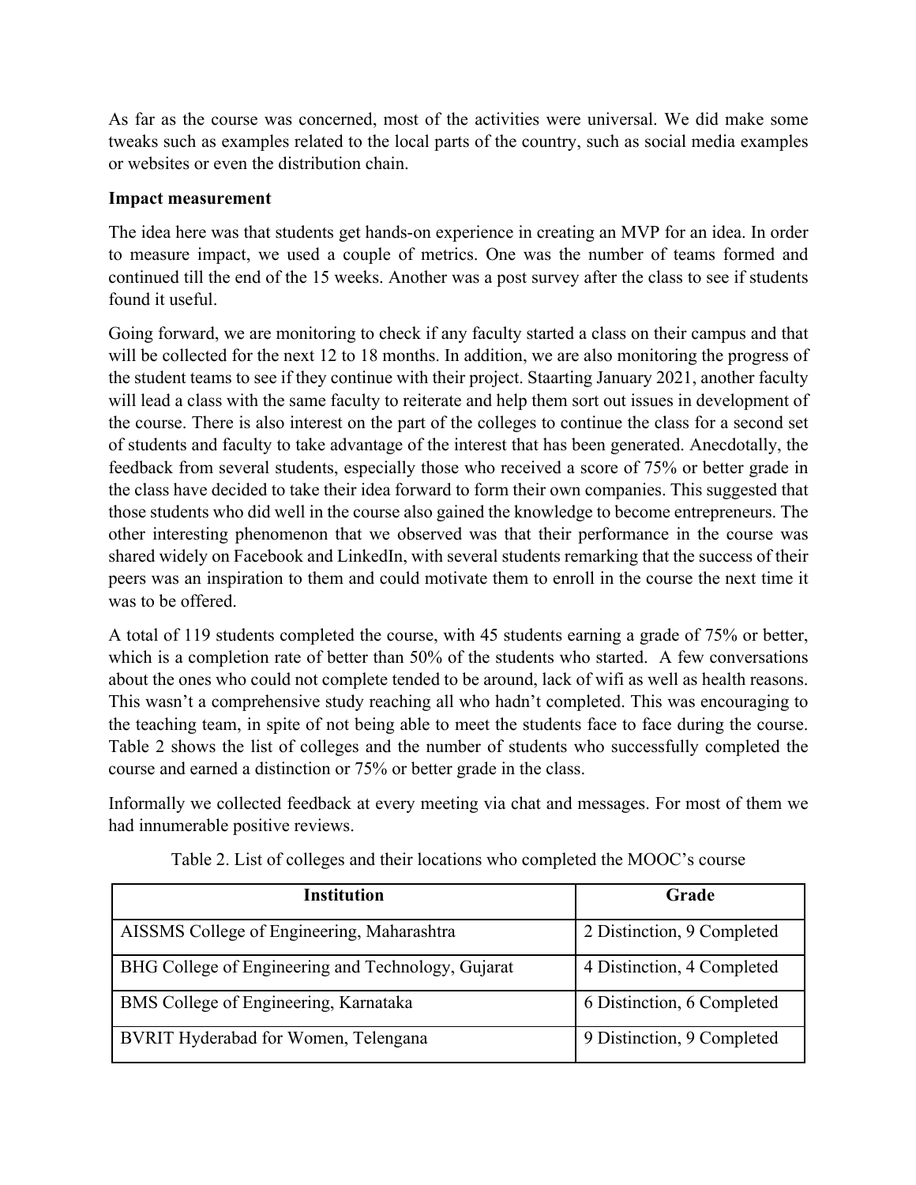As far as the course was concerned, most of the activities were universal. We did make some tweaks such as examples related to the local parts of the country, such as social media examples or websites or even the distribution chain.

**Impact measurement**

The idea here was that students get hands-on experience in creating an MVP for an idea. In order to measure impact, we used a couple of metrics. One was the number of teams formed and continued till the end of the 15 weeks. Another was a post survey after the class to see if students found it useful.

Going forward, we are monitoring to check if any faculty started a class on their campus and that will be collected for the next 12 to 18 months. In addition, we are also monitoring the progress of the student teams to see if they continue with their project. Staarting January 2021, another faculty will lead a class with the same faculty to reiterate and help them sort out issues in development of the course. There is also interest on the part of the colleges to continue the class for a second set of students and faculty to take advantage of the interest that has been generated. Anecdotally, the feedback from several students, especially those who received a score of 75% or better grade in the class have decided to take their idea forward to form their own companies. This suggested that those students who did well in the course also gained the knowledge to become entrepreneurs. The other interesting phenomenon that we observed was that their performance in the course was shared widely on Facebook and LinkedIn, with several students remarking that the success of their peers was an inspiration to them and could motivate them to enroll in the course the next time it was to be offered.

A total of 119 students completed the course, with 45 students earning a grade of 75% or better, which is a completion rate of better than 50% of the students who started. A few conversations about the ones who could not complete tended to be around, lack of wifi as well as health reasons. This wasn't a comprehensive study reaching all who hadn't completed. This was encouraging to the teaching team, in spite of not being able to meet the students face to face during the course. Table 2 shows the list of colleges and the number of students who successfully completed the course and earned a distinction or 75% or better grade in the class.

Informally we collected feedback at every meeting via chat and messages. For most of them we had innumerable positive reviews.

Table 2. List of colleges and their locations who completed the MOOC's course

| Institution | Grade |
| --- | --- |
| AISSMS College of Engineering, Maharashtra | 2 Distinction, 9 Completed |
| BHG College of Engineering and Technology, Gujarat | 4 Distinction, 4 Completed |
| BMS College of Engineering, Karnataka | 6 Distinction, 6 Completed |
| BVRIT Hyderabad for Women, Telengana | 9 Distinction, 9 Completed |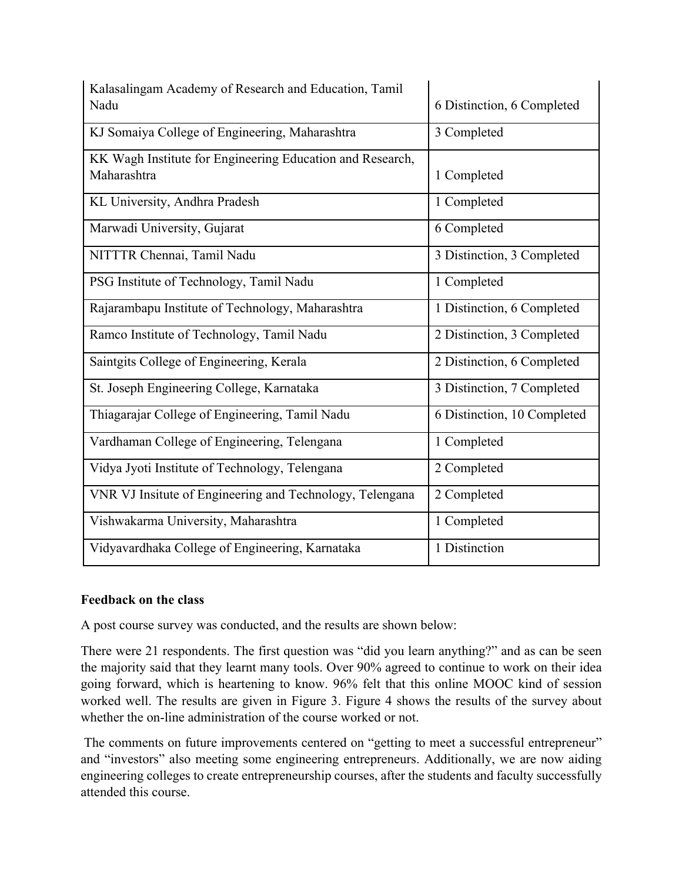| | |
|---|---|
| Kalasalingam Academy of Research and Education, Tamil Nadu | 6 Distinction, 6 Completed |
| KJ Somaiya College of Engineering, Maharashtra | 3 Completed |
| KK Wagh Institute for Engineering Education and Research, Maharashtra | 1 Completed |
| KL University, Andhra Pradesh | 1 Completed |
| Marwadi University, Gujarat | 6 Completed |
| NITTTR Chennai, Tamil Nadu | 3 Distinction, 3 Completed |
| PSG Institute of Technology, Tamil Nadu | 1 Completed |
| Rajarambapu Institute of Technology, Maharashtra | 1 Distinction, 6 Completed |
| Ramco Institute of Technology, Tamil Nadu | 2 Distinction, 3 Completed |
| Saintgits College of Engineering, Kerala | 2 Distinction, 6 Completed |
| St. Joseph Engineering College, Karnataka | 3 Distinction, 7 Completed |
| Thiagarajar College of Engineering, Tamil Nadu | 6 Distinction, 10 Completed |
| Vardhaman College of Engineering, Telengana | 1 Completed |
| Vidya Jyoti Institute of Technology, Telengana | 2 Completed |
| VNR VJ Insitute of Engineering and Technology, Telengana | 2 Completed |
| Vishwakarma University, Maharashtra | 1 Completed |
| Vidyavardhaka College of Engineering, Karnataka | 1 Distinction |

**Feedback on the class**

A post course survey was conducted, and the results are shown below:

There were 21 respondents. The first question was "did you learn anything?" and as can be seen the majority said that they learnt many tools. Over 90% agreed to continue to work on their idea going forward, which is heartening to know. 96% felt that this online MOOC kind of session worked well. The results are given in Figure 3. Figure 4 shows the results of the survey about whether the on-line administration of the course worked or not.

The comments on future improvements centered on "getting to meet a successful entrepreneur" and "investors" also meeting some engineering entrepreneurs. Additionally, we are now aiding engineering colleges to create entrepreneurship courses, after the students and faculty successfully attended this course.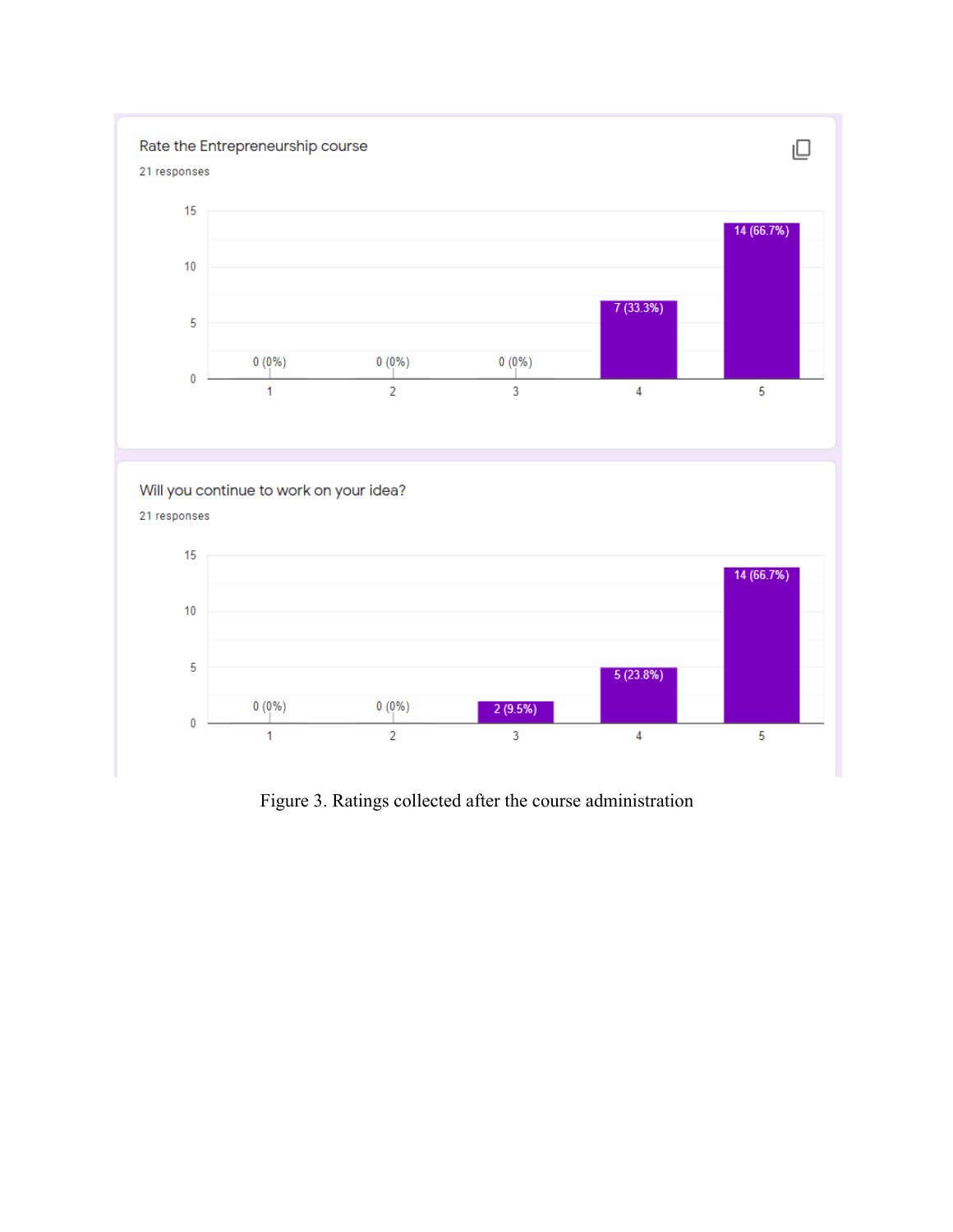Rate the Entrepreneurship course

21 responses

| Rating | 1 | 2 | 3 | 4 | 5 |
|---|---|---|---|---|---|
| Responses | 0 (0%) | 0 (0%) | 0 (0%) | 7 (33.3%) | 14 (66.7%) |

Will you continue to work on your idea?

21 responses

| Rating | 1 | 2 | 3 | 4 | 5 |
|---|---|---|---|---|---|
| Responses | 0 (0%) | 0 (0%) | 2 (9.5%) | 5 (23.8%) | 14 (66.7%) |

Figure 3. Ratings collected after the course administration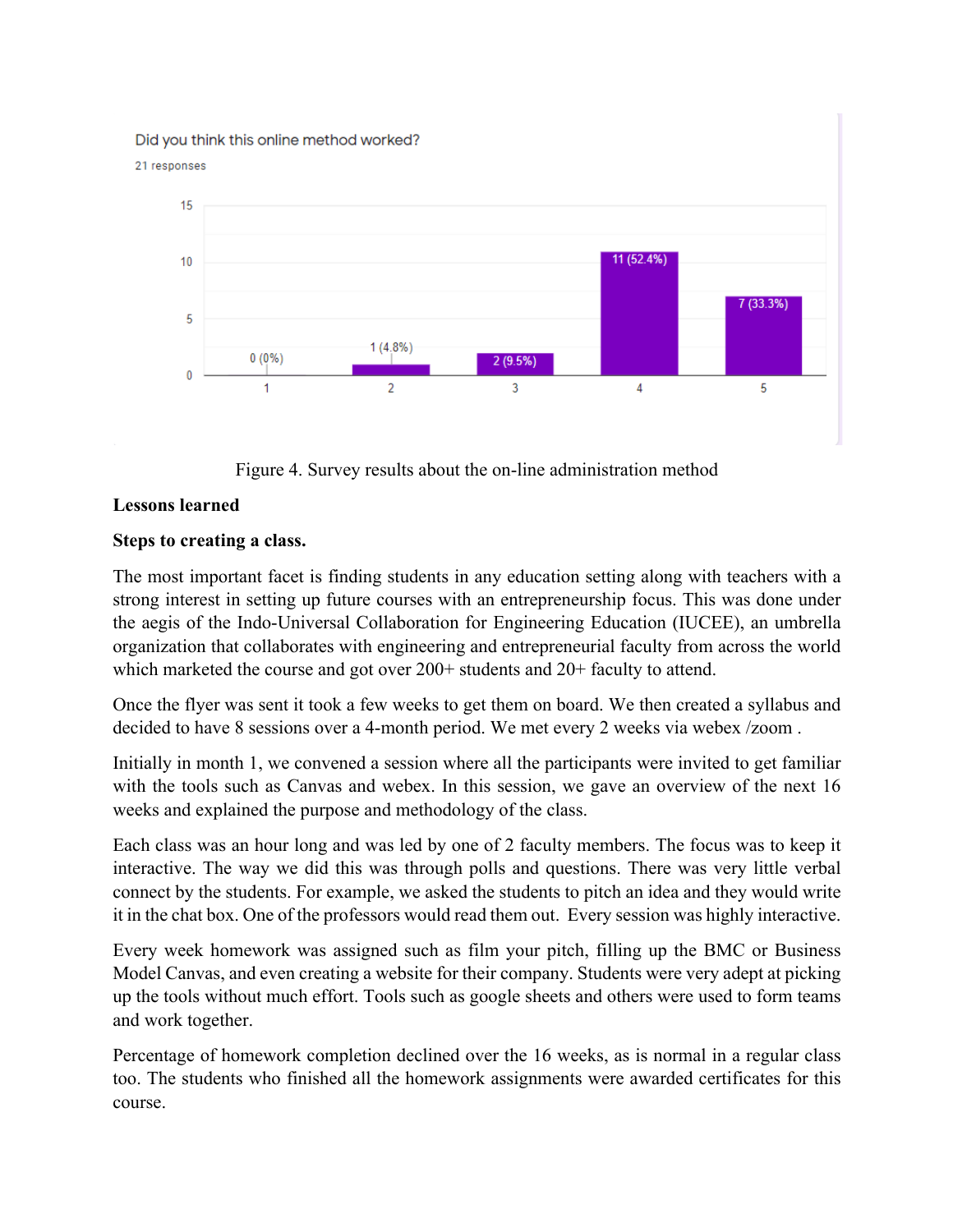Did you think this online method worked?

21 responses

| Rating | Responses |
|---|---|
| 1 | 0 (0%) |
| 2 | 1 (4.8%) |
| 3 | 2 (9.5%) |
| 4 | 11 (52.4%) |
| 5 | 7 (33.3%) |

Figure 4. Survey results about the on-line administration method

**Lessons learned**

**Steps to creating a class.**

The most important facet is finding students in any education setting along with teachers with a strong interest in setting up future courses with an entrepreneurship focus. This was done under the aegis of the Indo-Universal Collaboration for Engineering Education (IUCEE), an umbrella organization that collaborates with engineering and entrepreneurial faculty from across the world which marketed the course and got over 200+ students and 20+ faculty to attend.

Once the flyer was sent it took a few weeks to get them on board. We then created a syllabus and decided to have 8 sessions over a 4-month period. We met every 2 weeks via webex /zoom .

Initially in month 1, we convened a session where all the participants were invited to get familiar with the tools such as Canvas and webex. In this session, we gave an overview of the next 16 weeks and explained the purpose and methodology of the class.

Each class was an hour long and was led by one of 2 faculty members. The focus was to keep it interactive. The way we did this was through polls and questions. There was very little verbal connect by the students. For example, we asked the students to pitch an idea and they would write it in the chat box. One of the professors would read them out. Every session was highly interactive.

Every week homework was assigned such as film your pitch, filling up the BMC or Business Model Canvas, and even creating a website for their company. Students were very adept at picking up the tools without much effort. Tools such as google sheets and others were used to form teams and work together.

Percentage of homework completion declined over the 16 weeks, as is normal in a regular class too. The students who finished all the homework assignments were awarded certificates for this course.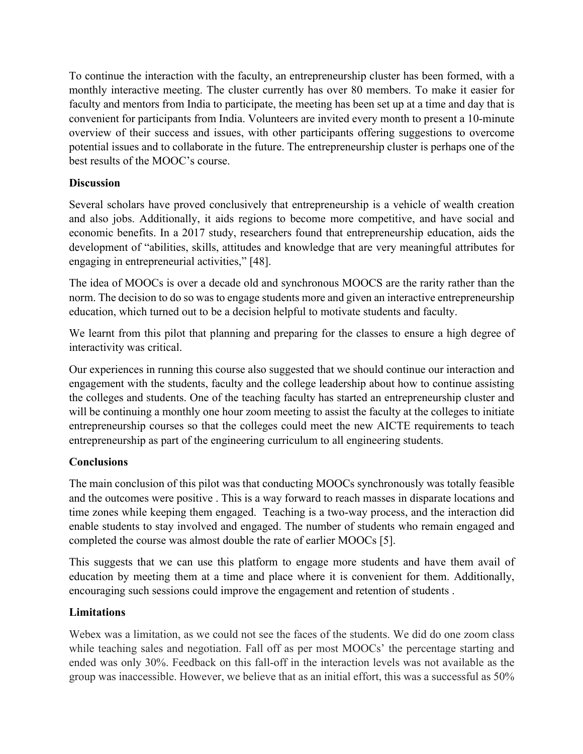To continue the interaction with the faculty, an entrepreneurship cluster has been formed, with a monthly interactive meeting. The cluster currently has over 80 members. To make it easier for faculty and mentors from India to participate, the meeting has been set up at a time and day that is convenient for participants from India. Volunteers are invited every month to present a 10-minute overview of their success and issues, with other participants offering suggestions to overcome potential issues and to collaborate in the future. The entrepreneurship cluster is perhaps one of the best results of the MOOC's course.

**Discussion**

Several scholars have proved conclusively that entrepreneurship is a vehicle of wealth creation and also jobs. Additionally, it aids regions to become more competitive, and have social and economic benefits. In a 2017 study, researchers found that entrepreneurship education, aids the development of "abilities, skills, attitudes and knowledge that are very meaningful attributes for engaging in entrepreneurial activities," [48].

The idea of MOOCs is over a decade old and synchronous MOOCS are the rarity rather than the norm. The decision to do so was to engage students more and given an interactive entrepreneurship education, which turned out to be a decision helpful to motivate students and faculty.

We learnt from this pilot that planning and preparing for the classes to ensure a high degree of interactivity was critical.

Our experiences in running this course also suggested that we should continue our interaction and engagement with the students, faculty and the college leadership about how to continue assisting the colleges and students. One of the teaching faculty has started an entrepreneurship cluster and will be continuing a monthly one hour zoom meeting to assist the faculty at the colleges to initiate entrepreneurship courses so that the colleges could meet the new AICTE requirements to teach entrepreneurship as part of the engineering curriculum to all engineering students.

**Conclusions**

The main conclusion of this pilot was that conducting MOOCs synchronously was totally feasible and the outcomes were positive . This is a way forward to reach masses in disparate locations and time zones while keeping them engaged. Teaching is a two-way process, and the interaction did enable students to stay involved and engaged. The number of students who remain engaged and completed the course was almost double the rate of earlier MOOCs [5].

This suggests that we can use this platform to engage more students and have them avail of education by meeting them at a time and place where it is convenient for them. Additionally, encouraging such sessions could improve the engagement and retention of students .

**Limitations**

Webex was a limitation, as we could not see the faces of the students. We did do one zoom class while teaching sales and negotiation. Fall off as per most MOOCs' the percentage starting and ended was only 30%. Feedback on this fall-off in the interaction levels was not available as the group was inaccessible. However, we believe that as an initial effort, this was a successful as 50%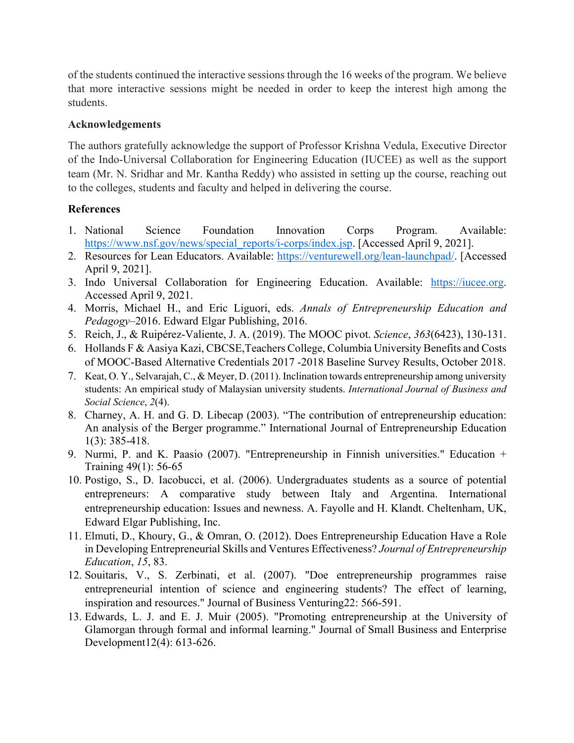of the students continued the interactive sessions through the 16 weeks of the program. We believe that more interactive sessions might be needed in order to keep the interest high among the students.

**Acknowledgements**

The authors gratefully acknowledge the support of Professor Krishna Vedula, Executive Director of the Indo-Universal Collaboration for Engineering Education (IUCEE) as well as the support team (Mr. N. Sridhar and Mr. Kantha Reddy) who assisted in setting up the course, reaching out to the colleges, students and faculty and helped in delivering the course.

**References**

1. National Science Foundation Innovation Corps Program. Available: https://www.nsf.gov/news/special_reports/i-corps/index.jsp. [Accessed April 9, 2021].
2. Resources for Lean Educators. Available: https://venturewell.org/lean-launchpad/. [Accessed April 9, 2021].
3. Indo Universal Collaboration for Engineering Education. Available: https://iucee.org. Accessed April 9, 2021.
4. Morris, Michael H., and Eric Liguori, eds. *Annals of Entrepreneurship Education and Pedagogy*–2016. Edward Elgar Publishing, 2016.
5. Reich, J., & Ruipérez-Valiente, J. A. (2019). The MOOC pivot. *Science*, *363*(6423), 130-131.
6. Hollands F & Aasiya Kazi, CBCSE,Teachers College, Columbia University Benefits and Costs of MOOC-Based Alternative Credentials 2017 -2018 Baseline Survey Results, October 2018.
7. Keat, O. Y., Selvarajah, C., & Meyer, D. (2011). Inclination towards entrepreneurship among university students: An empirical study of Malaysian university students. *International Journal of Business and Social Science*, *2*(4).
8. Charney, A. H. and G. D. Libecap (2003). "The contribution of entrepreneurship education: An analysis of the Berger programme." International Journal of Entrepreneurship Education 1(3): 385-418.
9. Nurmi, P. and K. Paasio (2007). "Entrepreneurship in Finnish universities." Education + Training 49(1): 56-65
10. Postigo, S., D. Iacobucci, et al. (2006). Undergraduates students as a source of potential entrepreneurs: A comparative study between Italy and Argentina. International entrepreneurship education: Issues and newness. A. Fayolle and H. Klandt. Cheltenham, UK, Edward Elgar Publishing, Inc.
11. Elmuti, D., Khoury, G., & Omran, O. (2012). Does Entrepreneurship Education Have a Role in Developing Entrepreneurial Skills and Ventures Effectiveness? *Journal of Entrepreneurship Education*, *15*, 83.
12. Souitaris, V., S. Zerbinati, et al. (2007). "Doe entrepreneurship programmes raise entrepreneurial intention of science and engineering students? The effect of learning, inspiration and resources." Journal of Business Venturing22: 566-591.
13. Edwards, L. J. and E. J. Muir (2005). "Promoting entrepreneurship at the University of Glamorgan through formal and informal learning." Journal of Small Business and Enterprise Development12(4): 613-626.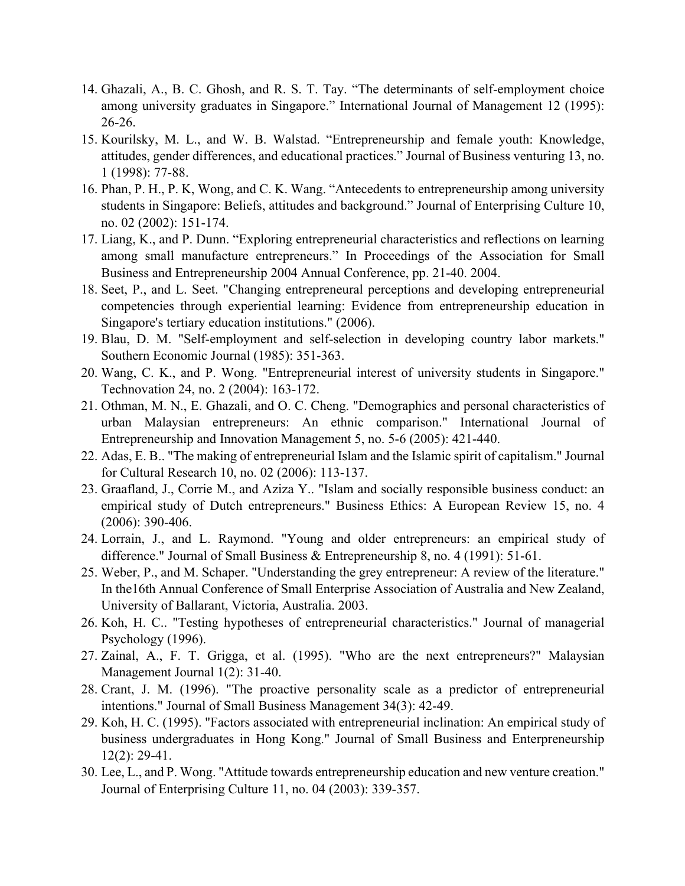14. Ghazali, A., B. C. Ghosh, and R. S. T. Tay. “The determinants of self-employment choice among university graduates in Singapore.” International Journal of Management 12 (1995): 26-26.
15. Kourilsky, M. L., and W. B. Walstad. “Entrepreneurship and female youth: Knowledge, attitudes, gender differences, and educational practices.” Journal of Business venturing 13, no. 1 (1998): 77-88.
16. Phan, P. H., P. K, Wong, and C. K. Wang. “Antecedents to entrepreneurship among university students in Singapore: Beliefs, attitudes and background.” Journal of Enterprising Culture 10, no. 02 (2002): 151-174.
17. Liang, K., and P. Dunn. “Exploring entrepreneurial characteristics and reflections on learning among small manufacture entrepreneurs.” In Proceedings of the Association for Small Business and Entrepreneurship 2004 Annual Conference, pp. 21-40. 2004.
18. Seet, P., and L. Seet. "Changing entrepreneural perceptions and developing entrepreneurial competencies through experiential learning: Evidence from entrepreneurship education in Singapore's tertiary education institutions." (2006).
19. Blau, D. M. "Self-employment and self-selection in developing country labor markets." Southern Economic Journal (1985): 351-363.
20. Wang, C. K., and P. Wong. "Entrepreneurial interest of university students in Singapore." Technovation 24, no. 2 (2004): 163-172.
21. Othman, M. N., E. Ghazali, and O. C. Cheng. "Demographics and personal characteristics of urban Malaysian entrepreneurs: An ethnic comparison." International Journal of Entrepreneurship and Innovation Management 5, no. 5-6 (2005): 421-440.
22. Adas, E. B.. "The making of entrepreneurial Islam and the Islamic spirit of capitalism." Journal for Cultural Research 10, no. 02 (2006): 113-137.
23. Graafland, J., Corrie M., and Aziza Y.. "Islam and socially responsible business conduct: an empirical study of Dutch entrepreneurs." Business Ethics: A European Review 15, no. 4 (2006): 390-406.
24. Lorrain, J., and L. Raymond. "Young and older entrepreneurs: an empirical study of difference." Journal of Small Business & Entrepreneurship 8, no. 4 (1991): 51-61.
25. Weber, P., and M. Schaper. "Understanding the grey entrepreneur: A review of the literature." In the16th Annual Conference of Small Enterprise Association of Australia and New Zealand, University of Ballarant, Victoria, Australia. 2003.
26. Koh, H. C.. "Testing hypotheses of entrepreneurial characteristics." Journal of managerial Psychology (1996).
27. Zainal, A., F. T. Grigga, et al. (1995). "Who are the next entrepreneurs?" Malaysian Management Journal 1(2): 31-40.
28. Crant, J. M. (1996). "The proactive personality scale as a predictor of entrepreneurial intentions." Journal of Small Business Management 34(3): 42-49.
29. Koh, H. C. (1995). "Factors associated with entrepreneurial inclination: An empirical study of business undergraduates in Hong Kong." Journal of Small Business and Enterpreneurship 12(2): 29-41.
30. Lee, L., and P. Wong. "Attitude towards entrepreneurship education and new venture creation." Journal of Enterprising Culture 11, no. 04 (2003): 339-357.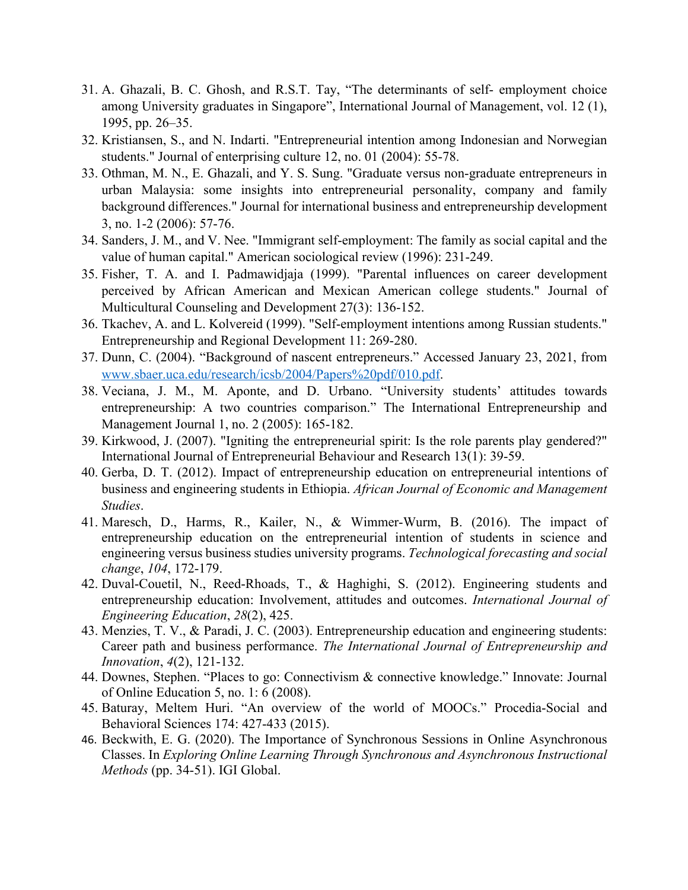31. A. Ghazali, B. C. Ghosh, and R.S.T. Tay, "The determinants of self- employment choice among University graduates in Singapore", International Journal of Management, vol. 12 (1), 1995, pp. 26–35.
32. Kristiansen, S., and N. Indarti. "Entrepreneurial intention among Indonesian and Norwegian students." Journal of enterprising culture 12, no. 01 (2004): 55-78.
33. Othman, M. N., E. Ghazali, and Y. S. Sung. "Graduate versus non-graduate entrepreneurs in urban Malaysia: some insights into entrepreneurial personality, company and family background differences." Journal for international business and entrepreneurship development 3, no. 1-2 (2006): 57-76.
34. Sanders, J. M., and V. Nee. "Immigrant self-employment: The family as social capital and the value of human capital." American sociological review (1996): 231-249.
35. Fisher, T. A. and I. Padmawidjaja (1999). "Parental influences on career development perceived by African American and Mexican American college students." Journal of Multicultural Counseling and Development 27(3): 136-152.
36. Tkachev, A. and L. Kolvereid (1999). "Self-employment intentions among Russian students." Entrepreneurship and Regional Development 11: 269-280.
37. Dunn, C. (2004). "Background of nascent entrepreneurs." Accessed January 23, 2021, from [www.sbaer.uca.edu/research/icsb/2004/Papers%20pdf/010.pdf](www.sbaer.uca.edu/research/icsb/2004/Papers%20pdf/010.pdf).
38. Veciana, J. M., M. Aponte, and D. Urbano. "University students' attitudes towards entrepreneurship: A two countries comparison." The International Entrepreneurship and Management Journal 1, no. 2 (2005): 165-182.
39. Kirkwood, J. (2007). "Igniting the entrepreneurial spirit: Is the role parents play gendered?" International Journal of Entrepreneurial Behaviour and Research 13(1): 39-59.
40. Gerba, D. T. (2012). Impact of entrepreneurship education on entrepreneurial intentions of business and engineering students in Ethiopia. *African Journal of Economic and Management Studies*.
41. Maresch, D., Harms, R., Kailer, N., & Wimmer-Wurm, B. (2016). The impact of entrepreneurship education on the entrepreneurial intention of students in science and engineering versus business studies university programs. *Technological forecasting and social change*, *104*, 172-179.
42. Duval-Couetil, N., Reed-Rhoads, T., & Haghighi, S. (2012). Engineering students and entrepreneurship education: Involvement, attitudes and outcomes. *International Journal of Engineering Education*, *28*(2), 425.
43. Menzies, T. V., & Paradi, J. C. (2003). Entrepreneurship education and engineering students: Career path and business performance. *The International Journal of Entrepreneurship and Innovation*, *4*(2), 121-132.
44. Downes, Stephen. "Places to go: Connectivism & connective knowledge." Innovate: Journal of Online Education 5, no. 1: 6 (2008).
45. Baturay, Meltem Huri. "An overview of the world of MOOCs." Procedia-Social and Behavioral Sciences 174: 427-433 (2015).
46. Beckwith, E. G. (2020). The Importance of Synchronous Sessions in Online Asynchronous Classes. In *Exploring Online Learning Through Synchronous and Asynchronous Instructional Methods* (pp. 34-51). IGI Global.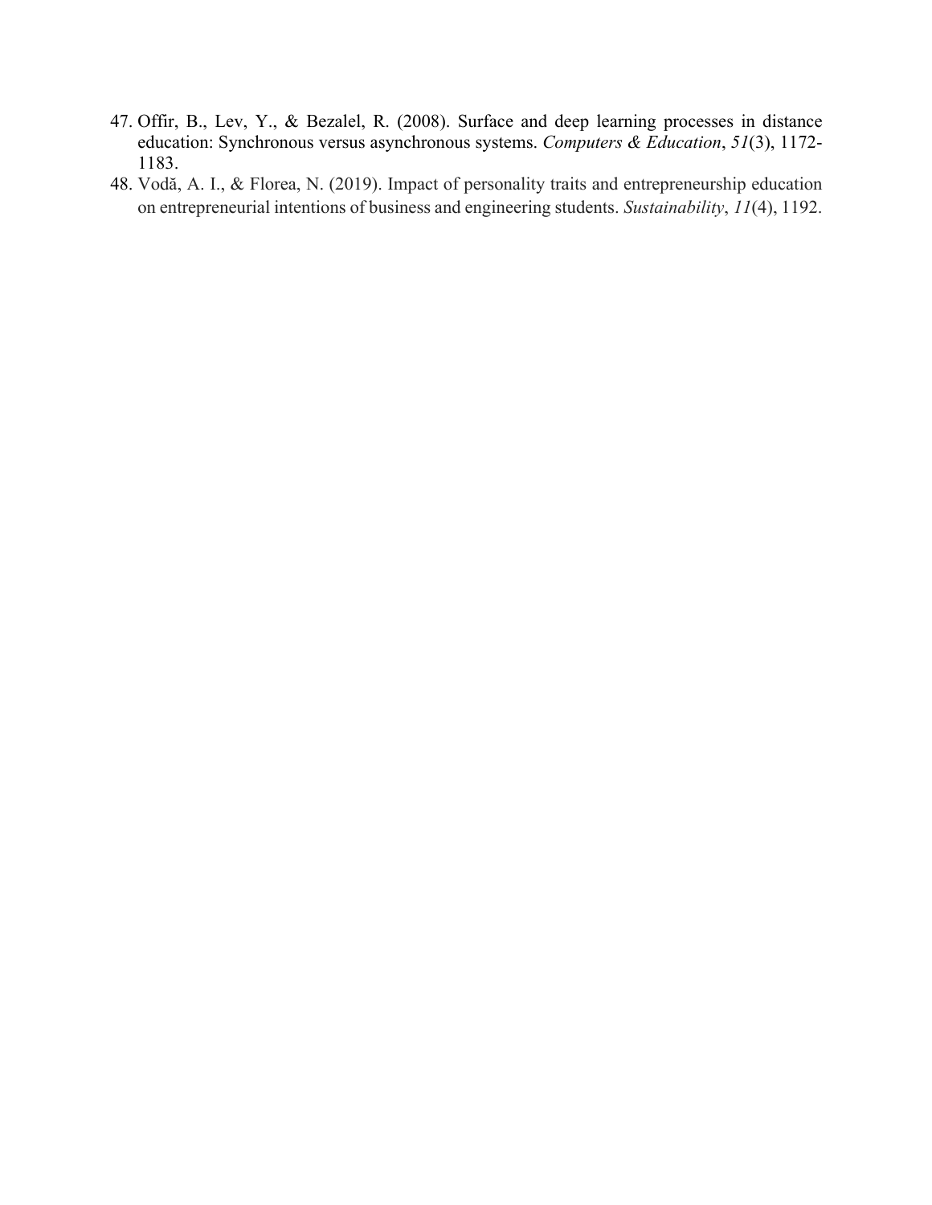47. Offir, B., Lev, Y., & Bezalel, R. (2008). Surface and deep learning processes in distance education: Synchronous versus asynchronous systems. *Computers & Education*, *51*(3), 1172-1183.
48. Vodă, A. I., & Florea, N. (2019). Impact of personality traits and entrepreneurship education on entrepreneurial intentions of business and engineering students. *Sustainability*, *11*(4), 1192.